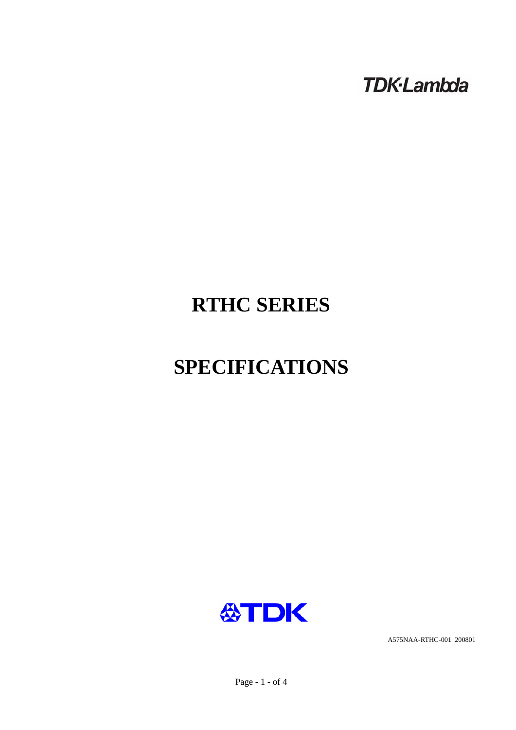TDK·Lambda

# RTHC SERIES

# SPECIFICATIONS

TDK

A575NAA-RTHC-001 200801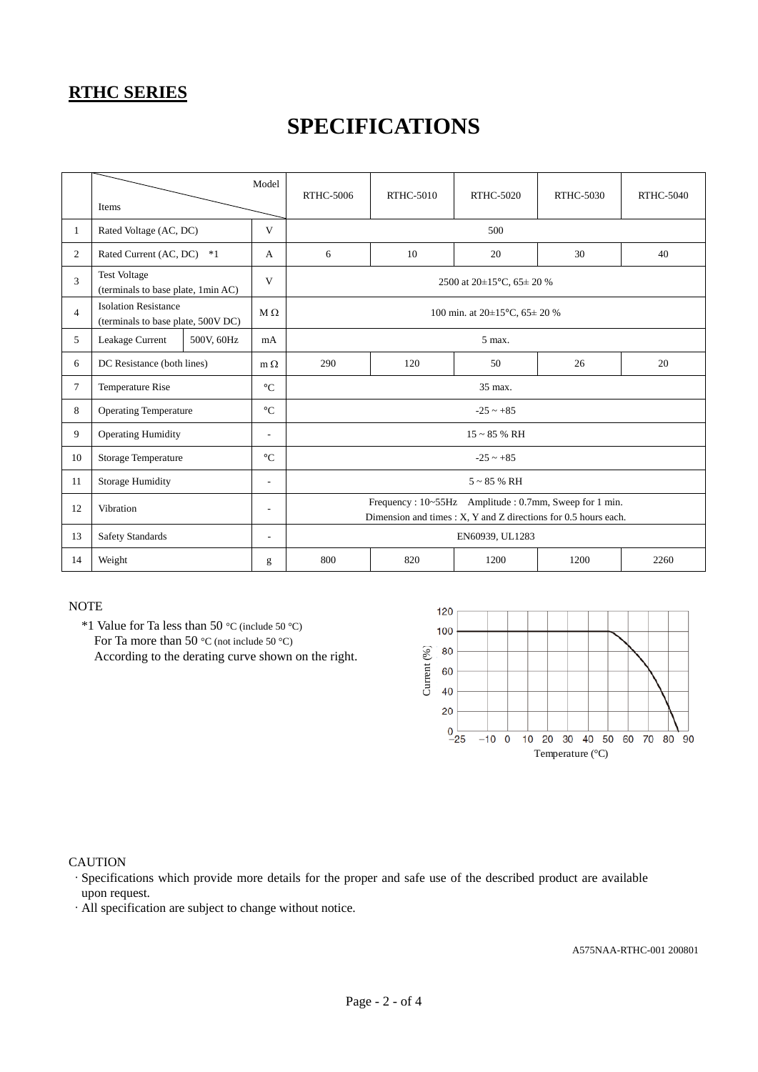## RTHC SERIES

# SPECIFICATIONS

| | Items \ Model | | | RTHC-5006 | RTHC-5010 | RTHC-5020 | RTHC-5030 | RTHC-5040 |
|---|---|---|---|---|---|---|---|---|
| 1 | Rated Voltage (AC, DC) | | V | 500 | | | | |
| 2 | Rated Current (AC, DC) *1 | | A | 6 | 10 | 20 | 30 | 40 |
| 3 | Test Voltage (terminals to base plate, 1min AC) | | V | 2500 at 20±15°C, 65± 20 % | | | | |
| 4 | Isolation Resistance (terminals to base plate, 500V DC) | | M Ω | 100 min. at 20±15°C, 65± 20 % | | | | |
| 5 | Leakage Current | 500V, 60Hz | mA | 5 max. | | | | |
| 6 | DC Resistance (both lines) | | m Ω | 290 | 120 | 50 | 26 | 20 |
| 7 | Temperature Rise | | °C | 35 max. | | | | |
| 8 | Operating Temperature | | °C | -25 ~ +85 | | | | |
| 9 | Operating Humidity | | - | 15 ~ 85 % RH | | | | |
| 10 | Storage Temperature | | °C | -25 ~ +85 | | | | |
| 11 | Storage Humidity | | - | 5 ~ 85 % RH | | | | |
| 12 | Vibration | | - | Frequency : 10~55Hz Amplitude : 0.7mm, Sweep for 1 min. Dimension and times : X, Y and Z directions for 0.5 hours each. | | | | |
| 13 | Safety Standards | | - | EN60939, UL1283 | | | | |
| 14 | Weight | | g | 800 | 820 | 1200 | 1200 | 2260 |

NOTE

*1 Value for Ta less than 50 °C (include 50 °C)
For Ta more than 50 °C (not include 50 °C)
According to the derating curve shown on the right.

CAUTION

· Specifications which provide more details for the proper and safe use of the described product are available upon request.
· All specification are subject to change without notice.

A575NAA-RTHC-001 200801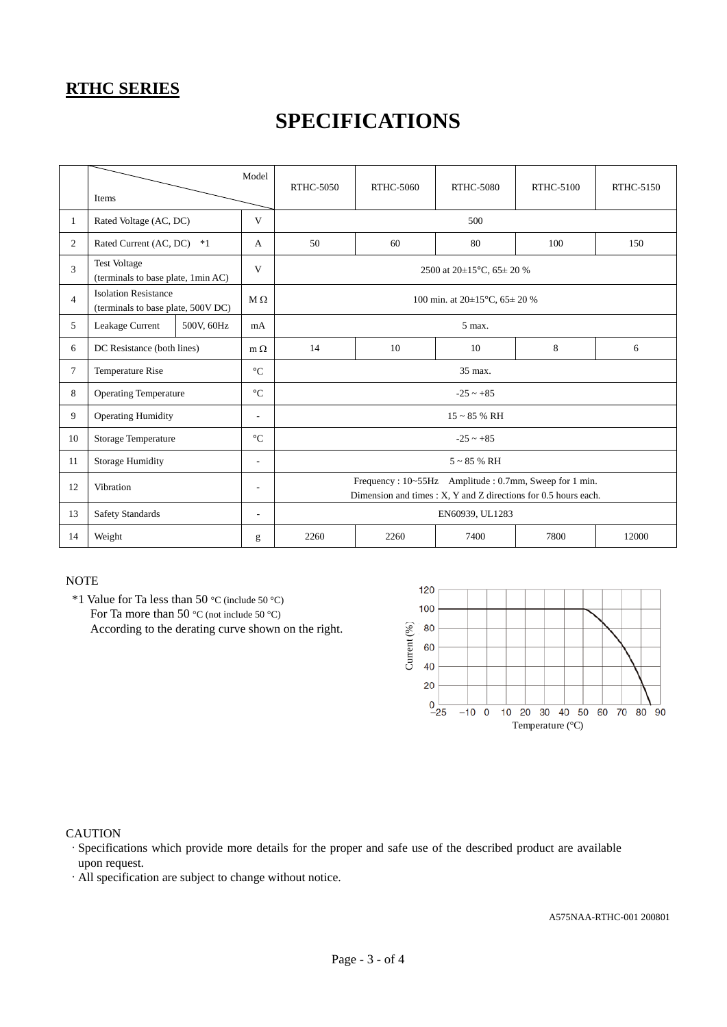**RTHC SERIES**

# SPECIFICATIONS

| | Items \ Model | | | RTHC-5050 | RTHC-5060 | RTHC-5080 | RTHC-5100 | RTHC-5150 |
|---|---|---|---|---|---|---|---|---|
| 1 | Rated Voltage (AC, DC) | | V | 500 | | | | |
| 2 | Rated Current (AC, DC) *1 | | A | 50 | 60 | 80 | 100 | 150 |
| 3 | Test Voltage (terminals to base plate, 1min AC) | | V | 2500 at 20±15°C, 65± 20 % | | | | |
| 4 | Isolation Resistance (terminals to base plate, 500V DC) | | M Ω | 100 min. at 20±15°C, 65± 20 % | | | | |
| 5 | Leakage Current | 500V, 60Hz | mA | 5 max. | | | | |
| 6 | DC Resistance (both lines) | | m Ω | 14 | 10 | 10 | 8 | 6 |
| 7 | Temperature Rise | | °C | 35 max. | | | | |
| 8 | Operating Temperature | | °C | -25 ~ +85 | | | | |
| 9 | Operating Humidity | | - | 15 ~ 85 % RH | | | | |
| 10 | Storage Temperature | | °C | -25 ~ +85 | | | | |
| 11 | Storage Humidity | | - | 5 ~ 85 % RH | | | | |
| 12 | Vibration | | - | Frequency : 10~55Hz Amplitude : 0.7mm, Sweep for 1 min. Dimension and times : X, Y and Z directions for 0.5 hours each. | | | | |
| 13 | Safety Standards | | - | EN60939, UL1283 | | | | |
| 14 | Weight | | g | 2260 | 2260 | 7400 | 7800 | 12000 |

NOTE

*1 Value for Ta less than 50 °C (include 50 °C)
For Ta more than 50 °C (not include 50 °C)
According to the derating curve shown on the right.

CAUTION

- Specifications which provide more details for the proper and safe use of the described product are available upon request.
- All specification are subject to change without notice.

A575NAA-RTHC-001 200801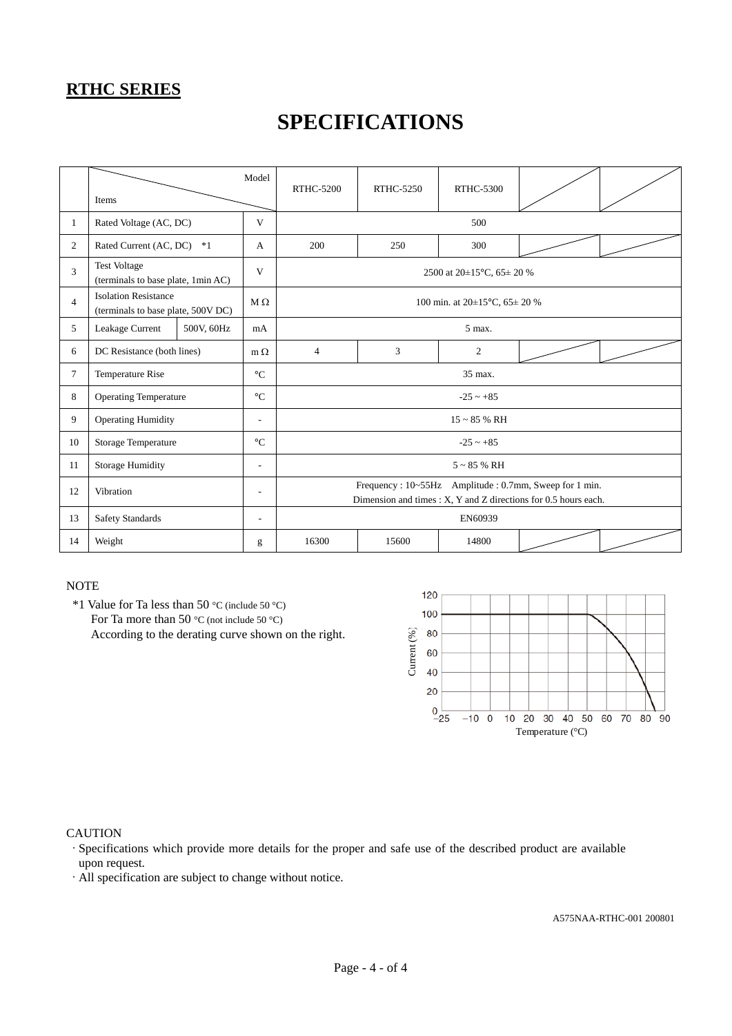## RTHC SERIES

# SPECIFICATIONS

| | Items \ Model | | | RTHC-5200 | RTHC-5250 | RTHC-5300 | | |
|---|---|---|---|---|---|---|---|---|
| 1 | Rated Voltage (AC, DC) | | V | 500 | | | | |
| 2 | Rated Current (AC, DC) *1 | | A | 200 | 250 | 300 | | |
| 3 | Test Voltage (terminals to base plate, 1min AC) | | V | 2500 at 20±15°C, 65± 20 % | | | | |
| 4 | Isolation Resistance (terminals to base plate, 500V DC) | | M Ω | 100 min. at 20±15°C, 65± 20 % | | | | |
| 5 | Leakage Current | 500V, 60Hz | mA | 5 max. | | | | |
| 6 | DC Resistance (both lines) | | m Ω | 4 | 3 | 2 | | |
| 7 | Temperature Rise | | °C | 35 max. | | | | |
| 8 | Operating Temperature | | °C | -25 ~ +85 | | | | |
| 9 | Operating Humidity | | - | 15 ~ 85 % RH | | | | |
| 10 | Storage Temperature | | °C | -25 ~ +85 | | | | |
| 11 | Storage Humidity | | - | 5 ~ 85 % RH | | | | |
| 12 | Vibration | | - | Frequency : 10~55Hz Amplitude : 0.7mm, Sweep for 1 min. Dimension and times : X, Y and Z directions for 0.5 hours each. | | | | |
| 13 | Safety Standards | | - | EN60939 | | | | |
| 14 | Weight | | g | 16300 | 15600 | 14800 | | |

NOTE

*1 Value for Ta less than 50 °C (include 50 °C)
For Ta more than 50 °C (not include 50 °C)
According to the derating curve shown on the right.

Current (%)
120
100
80
60
40
20
0
−25 −10 0 10 20 30 40 50 60 70 80 90
Temperature (°C)

CAUTION

- Specifications which provide more details for the proper and safe use of the described product are available upon request.
- All specification are subject to change without notice.

A575NAA-RTHC-001 200801